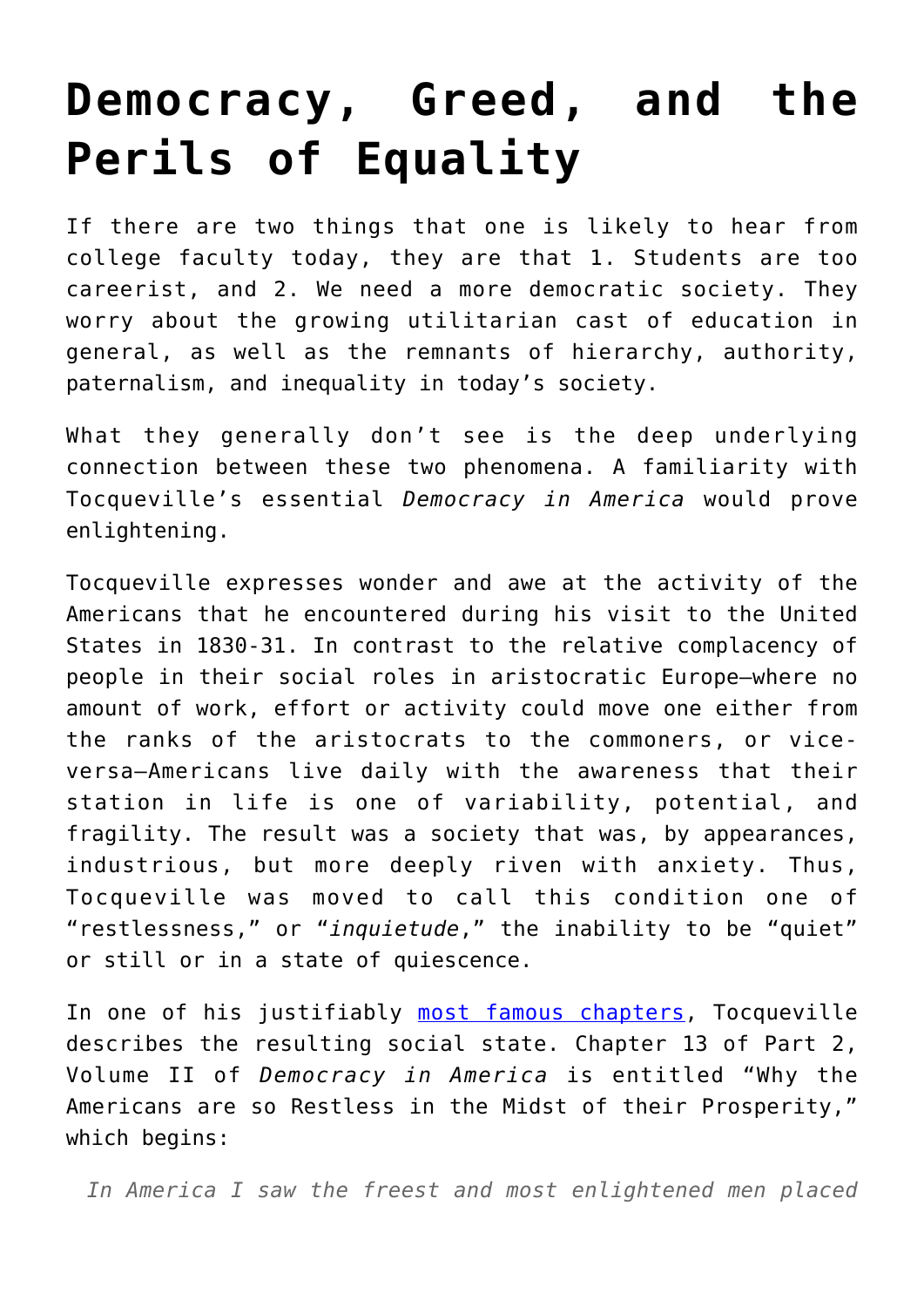# Democracy, Greed, and the Perils of Equality

If there are two things that one is likely to hear from college faculty today, they are that 1. Students are too careerist, and 2. We need a more democratic society. They worry about the growing utilitarian cast of education in general, as well as the remnants of hierarchy, authority, paternalism, and inequality in today's society.

What they generally don't see is the deep underlying connection between these two phenomena. A familiarity with Tocqueville's essential *Democracy in America* would prove enlightening.

Tocqueville expresses wonder and awe at the activity of the Americans that he encountered during his visit to the United States in 1830-31. In contrast to the relative complacency of people in their social roles in aristocratic Europe—where no amount of work, effort or activity could move one either from the ranks of the aristocrats to the commoners, or vice-versa—Americans live daily with the awareness that their station in life is one of variability, potential, and fragility. The result was a society that was, by appearances, industrious, but more deeply riven with anxiety. Thus, Tocqueville was moved to call this condition one of "restlessness," or "*inquietude*," the inability to be "quiet" or still or in a state of quiescence.

In one of his justifiably [most famous chapters](), Tocqueville describes the resulting social state. Chapter 13 of Part 2, Volume II of *Democracy in America* is entitled "Why the Americans are so Restless in the Midst of their Prosperity," which begins:

> *In America I saw the freest and most enlightened men placed*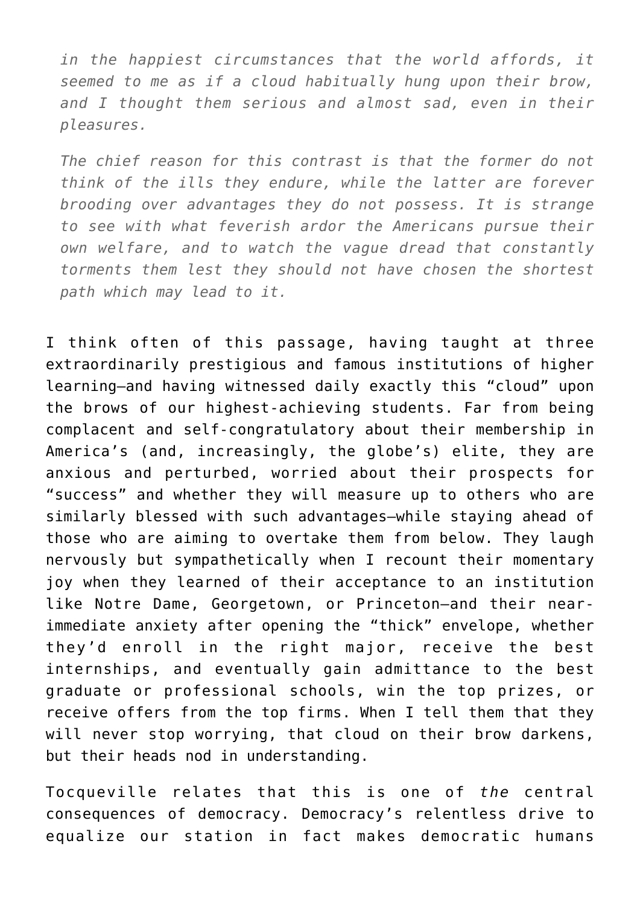> *in the happiest circumstances that the world affords, it seemed to me as if a cloud habitually hung upon their brow, and I thought them serious and almost sad, even in their pleasures.*
>
> *The chief reason for this contrast is that the former do not think of the ills they endure, while the latter are forever brooding over advantages they do not possess. It is strange to see with what feverish ardor the Americans pursue their own welfare, and to watch the vague dread that constantly torments them lest they should not have chosen the shortest path which may lead to it.*

I think often of this passage, having taught at three extraordinarily prestigious and famous institutions of higher learning—and having witnessed daily exactly this "cloud" upon the brows of our highest-achieving students. Far from being complacent and self-congratulatory about their membership in America's (and, increasingly, the globe's) elite, they are anxious and perturbed, worried about their prospects for "success" and whether they will measure up to others who are similarly blessed with such advantages—while staying ahead of those who are aiming to overtake them from below. They laugh nervously but sympathetically when I recount their momentary joy when they learned of their acceptance to an institution like Notre Dame, Georgetown, or Princeton—and their near-immediate anxiety after opening the "thick" envelope, whether they'd enroll in the right major, receive the best internships, and eventually gain admittance to the best graduate or professional schools, win the top prizes, or receive offers from the top firms. When I tell them that they will never stop worrying, that cloud on their brow darkens, but their heads nod in understanding.

Tocqueville relates that this is one of *the* central consequences of democracy. Democracy's relentless drive to equalize our station in fact makes democratic humans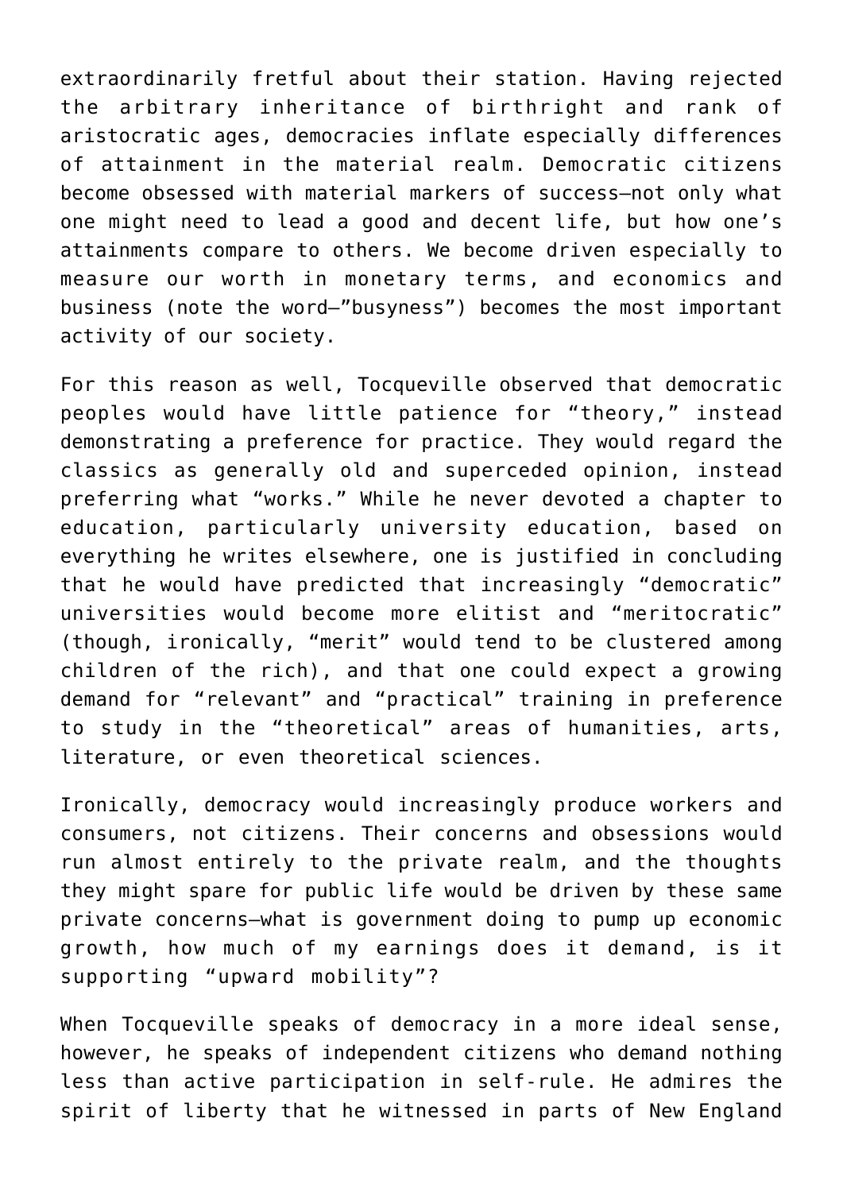extraordinarily fretful about their station. Having rejected the arbitrary inheritance of birthright and rank of aristocratic ages, democracies inflate especially differences of attainment in the material realm. Democratic citizens become obsessed with material markers of success—not only what one might need to lead a good and decent life, but how one's attainments compare to others. We become driven especially to measure our worth in monetary terms, and economics and business (note the word—"busyness") becomes the most important activity of our society.

For this reason as well, Tocqueville observed that democratic peoples would have little patience for "theory," instead demonstrating a preference for practice. They would regard the classics as generally old and superceded opinion, instead preferring what "works." While he never devoted a chapter to education, particularly university education, based on everything he writes elsewhere, one is justified in concluding that he would have predicted that increasingly "democratic" universities would become more elitist and "meritocratic" (though, ironically, "merit" would tend to be clustered among children of the rich), and that one could expect a growing demand for "relevant" and "practical" training in preference to study in the "theoretical" areas of humanities, arts, literature, or even theoretical sciences.

Ironically, democracy would increasingly produce workers and consumers, not citizens. Their concerns and obsessions would run almost entirely to the private realm, and the thoughts they might spare for public life would be driven by these same private concerns—what is government doing to pump up economic growth, how much of my earnings does it demand, is it supporting "upward mobility"?

When Tocqueville speaks of democracy in a more ideal sense, however, he speaks of independent citizens who demand nothing less than active participation in self-rule. He admires the spirit of liberty that he witnessed in parts of New England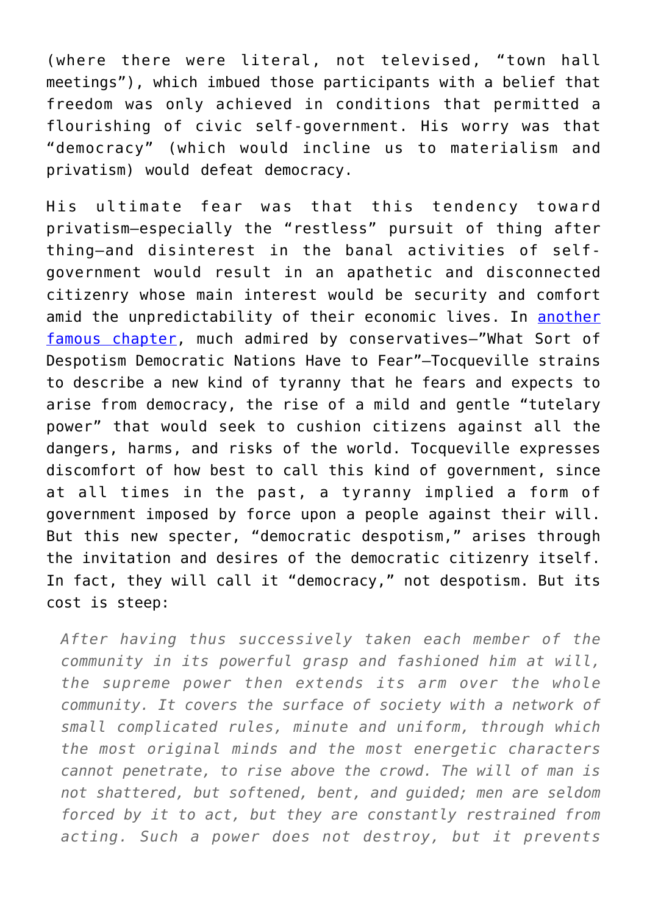(where there were literal, not televised, "town hall meetings"), which imbued those participants with a belief that freedom was only achieved in conditions that permitted a flourishing of civic self-government. His worry was that "democracy" (which would incline us to materialism and privatism) would defeat democracy.

His ultimate fear was that this tendency toward privatism—especially the "restless" pursuit of thing after thing—and disinterest in the banal activities of self-government would result in an apathetic and disconnected citizenry whose main interest would be security and comfort amid the unpredictability of their economic lives. In another famous chapter, much admired by conservatives—"What Sort of Despotism Democratic Nations Have to Fear"—Tocqueville strains to describe a new kind of tyranny that he fears and expects to arise from democracy, the rise of a mild and gentle "tutelary power" that would seek to cushion citizens against all the dangers, harms, and risks of the world. Tocqueville expresses discomfort of how best to call this kind of government, since at all times in the past, a tyranny implied a form of government imposed by force upon a people against their will. But this new specter, "democratic despotism," arises through the invitation and desires of the democratic citizenry itself. In fact, they will call it "democracy," not despotism. But its cost is steep:

> *After having thus successively taken each member of the community in its powerful grasp and fashioned him at will, the supreme power then extends its arm over the whole community. It covers the surface of society with a network of small complicated rules, minute and uniform, through which the most original minds and the most energetic characters cannot penetrate, to rise above the crowd. The will of man is not shattered, but softened, bent, and guided; men are seldom forced by it to act, but they are constantly restrained from acting. Such a power does not destroy, but it prevents*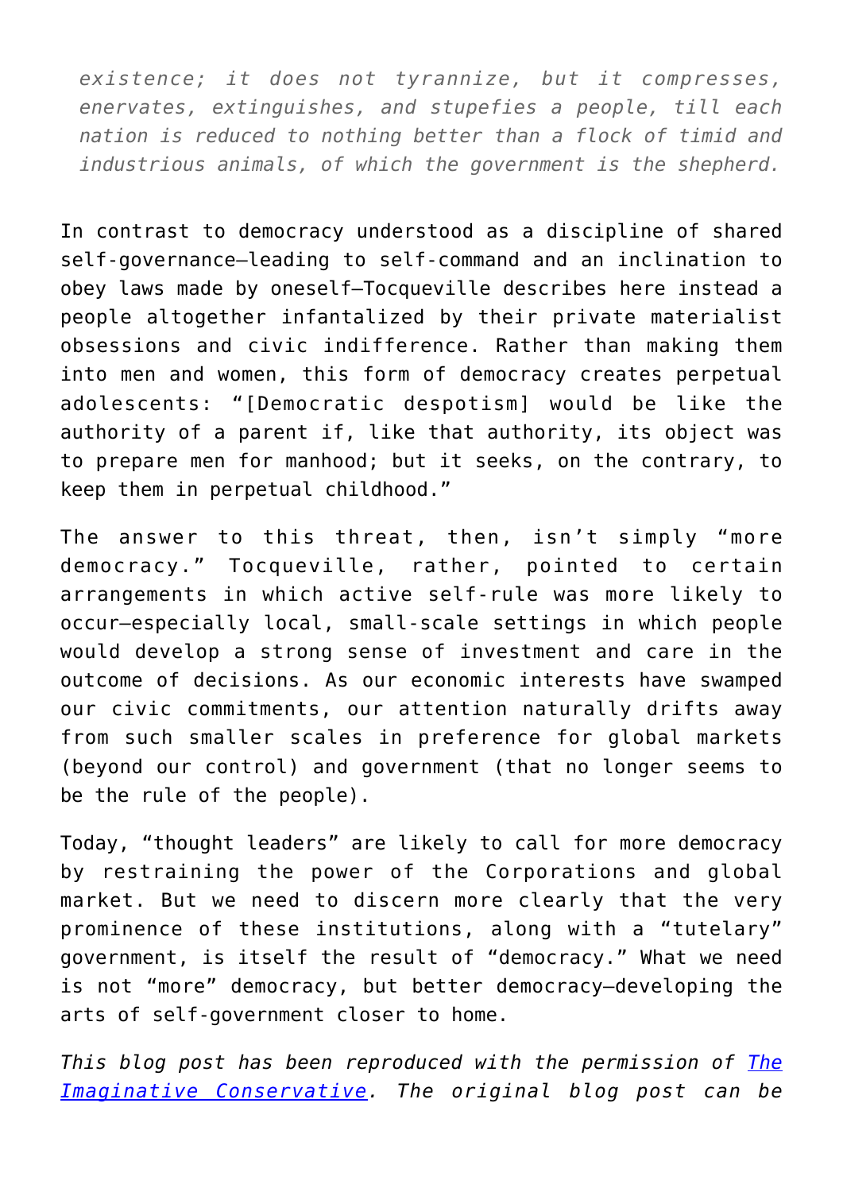> *existence; it does not tyrannize, but it compresses, enervates, extinguishes, and stupefies a people, till each nation is reduced to nothing better than a flock of timid and industrious animals, of which the government is the shepherd.*

In contrast to democracy understood as a discipline of shared self-governance—leading to self-command and an inclination to obey laws made by oneself—Tocqueville describes here instead a people altogether infantalized by their private materialist obsessions and civic indifference. Rather than making them into men and women, this form of democracy creates perpetual adolescents: "[Democratic despotism] would be like the authority of a parent if, like that authority, its object was to prepare men for manhood; but it seeks, on the contrary, to keep them in perpetual childhood."

The answer to this threat, then, isn't simply "more democracy." Tocqueville, rather, pointed to certain arrangements in which active self-rule was more likely to occur—especially local, small-scale settings in which people would develop a strong sense of investment and care in the outcome of decisions. As our economic interests have swamped our civic commitments, our attention naturally drifts away from such smaller scales in preference for global markets (beyond our control) and government (that no longer seems to be the rule of the people).

Today, "thought leaders" are likely to call for more democracy by restraining the power of the Corporations and global market. But we need to discern more clearly that the very prominence of these institutions, along with a "tutelary" government, is itself the result of "democracy." What we need is not "more" democracy, but better democracy—developing the arts of self-government closer to home.

*This blog post has been reproduced with the permission of [The Imaginative Conservative](). The original blog post can be*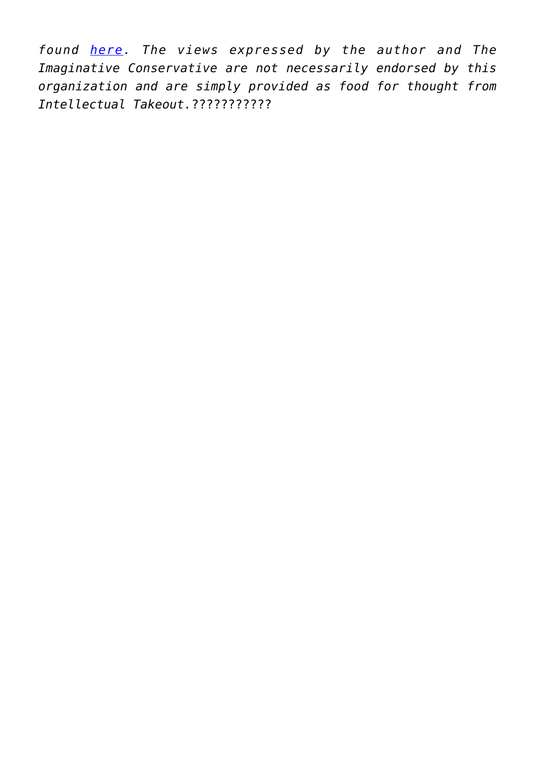*found [here](). The views expressed by the author and The Imaginative Conservative are not necessarily endorsed by this organization and are simply provided as food for thought from Intellectual Takeout.*???????????